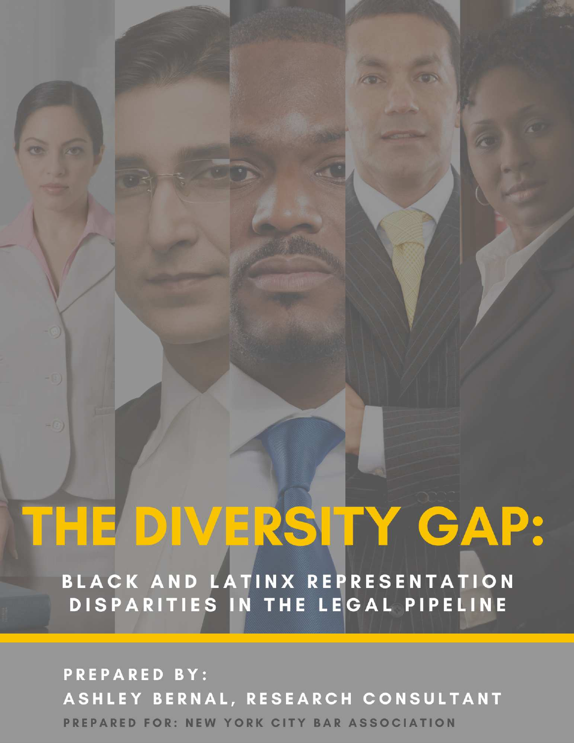# THE DIVERSITY GAP:

## BLACK AND LATINX REPRESENTATION DISPARITIES IN THE LEGAL PIPELINE

PREPARED BY:
ASHLEY BERNAL, RESEARCH CONSULTANT

PREPARED FOR: NEW YORK CITY BAR ASSOCIATION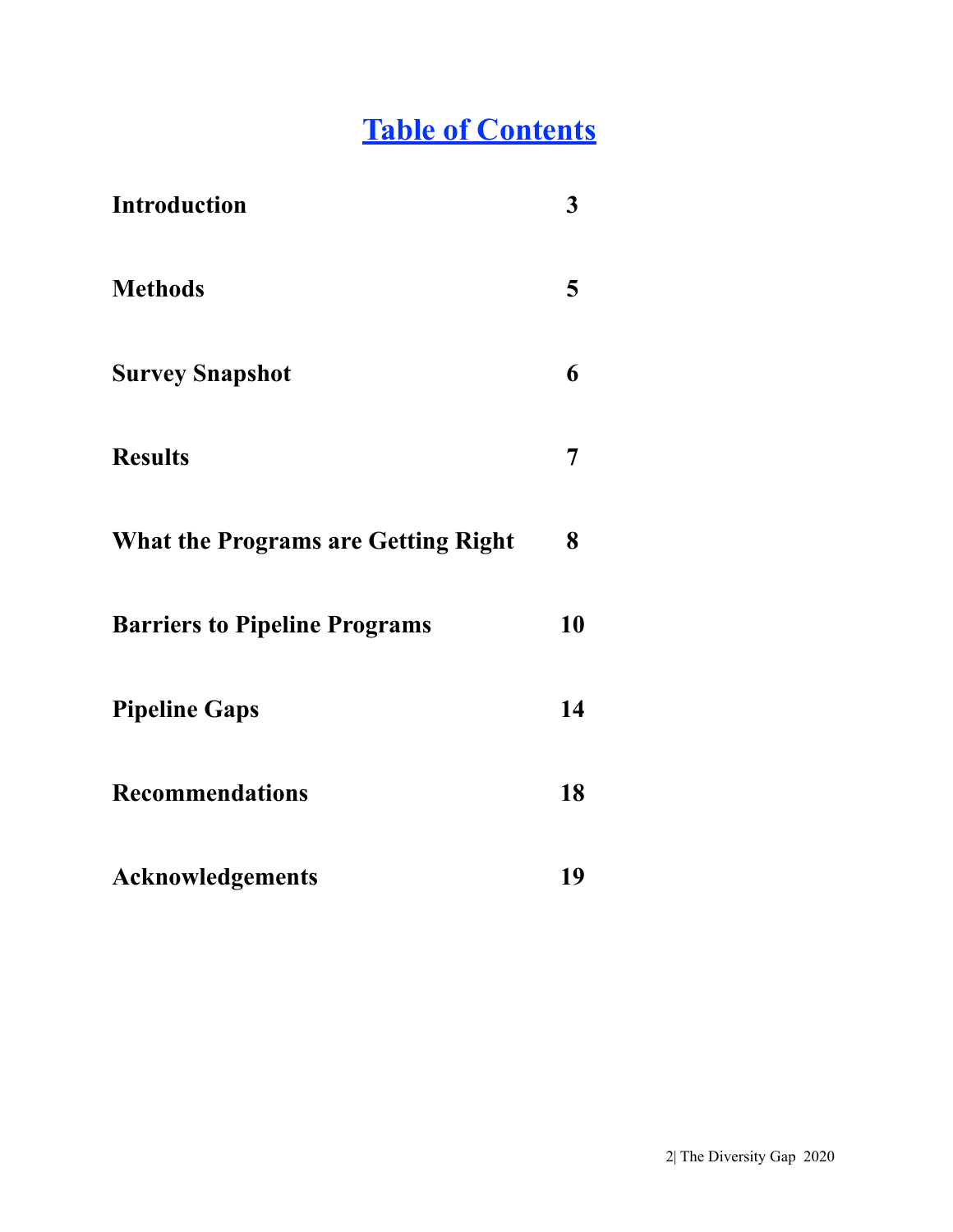# Table of Contents

| | |
|---|---|
| **Introduction** | **3** |
| **Methods** | **5** |
| **Survey Snapshot** | **6** |
| **Results** | **7** |
| **What the Programs are Getting Right** | **8** |
| **Barriers to Pipeline Programs** | **10** |
| **Pipeline Gaps** | **14** |
| **Recommendations** | **18** |
| **Acknowledgements** | **19** |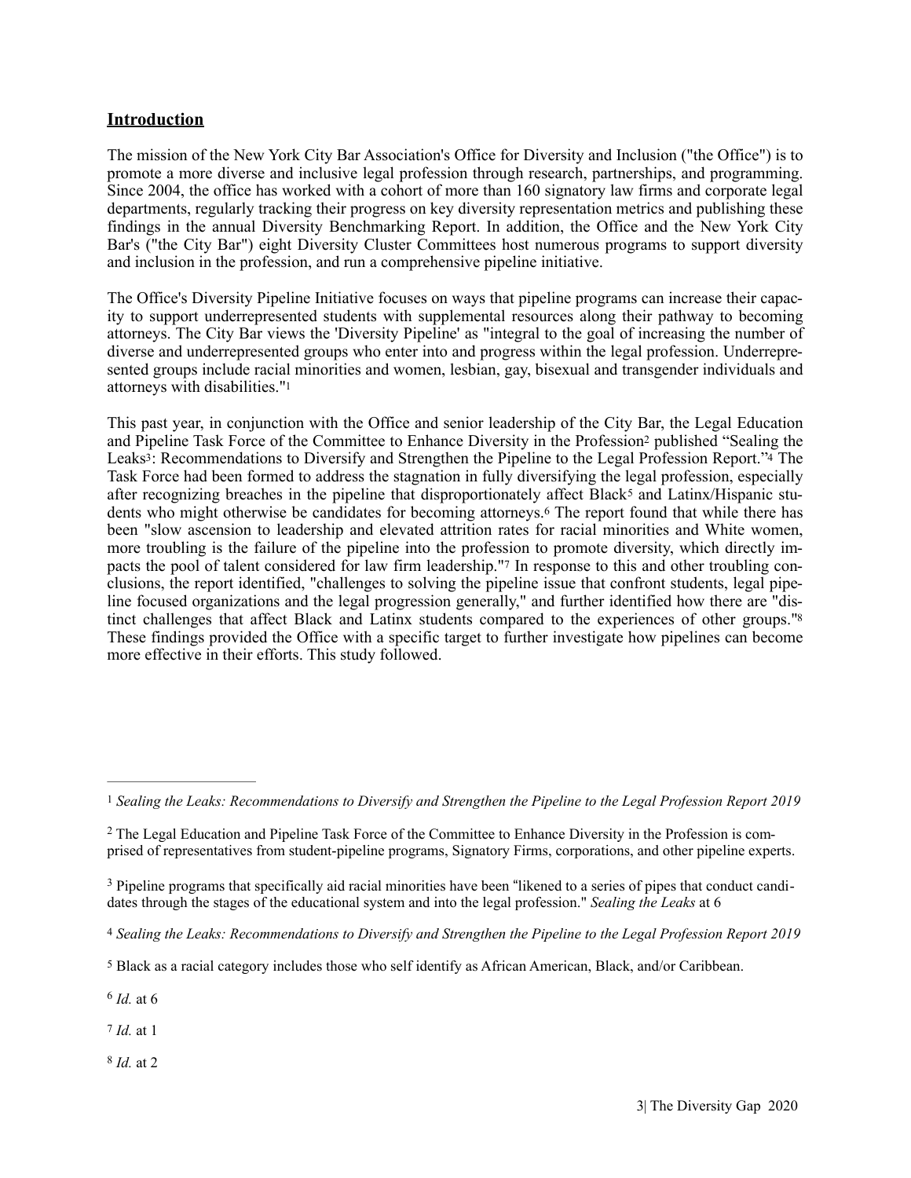## Introduction

The mission of the New York City Bar Association's Office for Diversity and Inclusion ("the Office") is to promote a more diverse and inclusive legal profession through research, partnerships, and programming. Since 2004, the office has worked with a cohort of more than 160 signatory law firms and corporate legal departments, regularly tracking their progress on key diversity representation metrics and publishing these findings in the annual Diversity Benchmarking Report. In addition, the Office and the New York City Bar's ("the City Bar") eight Diversity Cluster Committees host numerous programs to support diversity and inclusion in the profession, and run a comprehensive pipeline initiative.

The Office's Diversity Pipeline Initiative focuses on ways that pipeline programs can increase their capacity to support underrepresented students with supplemental resources along their pathway to becoming attorneys. The City Bar views the 'Diversity Pipeline' as "integral to the goal of increasing the number of diverse and underrepresented groups who enter into and progress within the legal profession. Underrepresented groups include racial minorities and women, lesbian, gay, bisexual and transgender individuals and attorneys with disabilities."[1]

This past year, in conjunction with the Office and senior leadership of the City Bar, the Legal Education and Pipeline Task Force of the Committee to Enhance Diversity in the Profession[2] published "Sealing the Leaks[3]: Recommendations to Diversify and Strengthen the Pipeline to the Legal Profession Report."[4] The Task Force had been formed to address the stagnation in fully diversifying the legal profession, especially after recognizing breaches in the pipeline that disproportionately affect Black[5] and Latinx/Hispanic students who might otherwise be candidates for becoming attorneys.[6] The report found that while there has been "slow ascension to leadership and elevated attrition rates for racial minorities and White women, more troubling is the failure of the pipeline into the profession to promote diversity, which directly impacts the pool of talent considered for law firm leadership."[7] In response to this and other troubling conclusions, the report identified, "challenges to solving the pipeline issue that confront students, legal pipeline focused organizations and the legal progression generally," and further identified how there are "distinct challenges that affect Black and Latinx students compared to the experiences of other groups."[8] These findings provided the Office with a specific target to further investigate how pipelines can become more effective in their efforts. This study followed.

---

[1] *Sealing the Leaks: Recommendations to Diversify and Strengthen the Pipeline to the Legal Profession Report 2019*

[2] The Legal Education and Pipeline Task Force of the Committee to Enhance Diversity in the Profession is comprised of representatives from student-pipeline programs, Signatory Firms, corporations, and other pipeline experts.

[3] Pipeline programs that specifically aid racial minorities have been "likened to a series of pipes that conduct candidates through the stages of the educational system and into the legal profession." *Sealing the Leaks* at 6

[4] *Sealing the Leaks: Recommendations to Diversify and Strengthen the Pipeline to the Legal Profession Report 2019*

[5] Black as a racial category includes those who self identify as African American, Black, and/or Caribbean.

[6] *Id.* at 6

[7] *Id.* at 1

[8] *Id.* at 2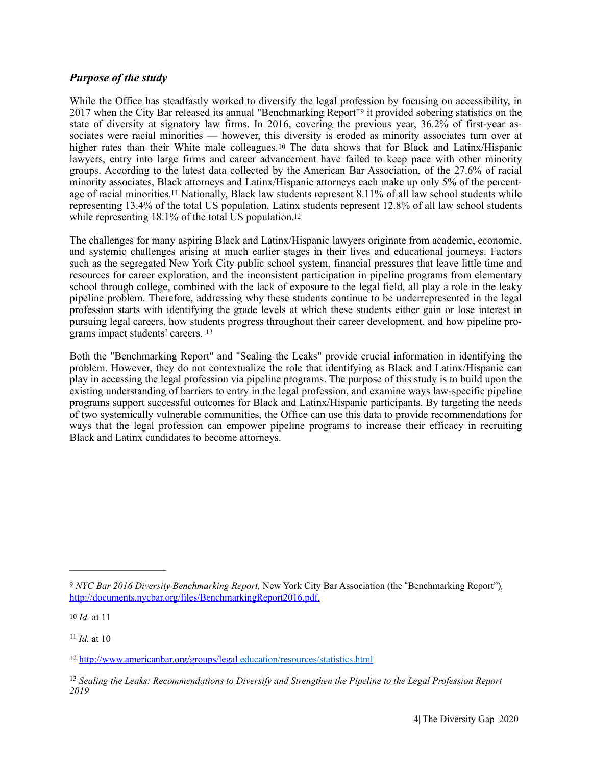### ***Purpose of the study***

While the Office has steadfastly worked to diversify the legal profession by focusing on accessibility, in 2017 when the City Bar released its annual "Benchmarking Report"[9] it provided sobering statistics on the state of diversity at signatory law firms. In 2016, covering the previous year, 36.2% of first-year associates were racial minorities — however, this diversity is eroded as minority associates turn over at higher rates than their White male colleagues.[10] The data shows that for Black and Latinx/Hispanic lawyers, entry into large firms and career advancement have failed to keep pace with other minority groups. According to the latest data collected by the American Bar Association, of the 27.6% of racial minority associates, Black attorneys and Latinx/Hispanic attorneys each make up only 5% of the percentage of racial minorities.[11] Nationally, Black law students represent 8.11% of all law school students while representing 13.4% of the total US population. Latinx students represent 12.8% of all law school students while representing 18.1% of the total US population.[12]

The challenges for many aspiring Black and Latinx/Hispanic lawyers originate from academic, economic, and systemic challenges arising at much earlier stages in their lives and educational journeys. Factors such as the segregated New York City public school system, financial pressures that leave little time and resources for career exploration, and the inconsistent participation in pipeline programs from elementary school through college, combined with the lack of exposure to the legal field, all play a role in the leaky pipeline problem. Therefore, addressing why these students continue to be underrepresented in the legal profession starts with identifying the grade levels at which these students either gain or lose interest in pursuing legal careers, how students progress throughout their career development, and how pipeline programs impact students' careers. [13]

Both the "Benchmarking Report" and "Sealing the Leaks" provide crucial information in identifying the problem. However, they do not contextualize the role that identifying as Black and Latinx/Hispanic can play in accessing the legal profession via pipeline programs. The purpose of this study is to build upon the existing understanding of barriers to entry in the legal profession, and examine ways law-specific pipeline programs support successful outcomes for Black and Latinx/Hispanic participants. By targeting the needs of two systemically vulnerable communities, the Office can use this data to provide recommendations for ways that the legal profession can empower pipeline programs to increase their efficacy in recruiting Black and Latinx candidates to become attorneys.

---

[9] *NYC Bar 2016 Diversity Benchmarking Report,* New York City Bar Association (the "Benchmarking Report")*,* http://documents.nycbar.org/files/BenchmarkingReport2016.pdf.

[10] *Id.* at 11

[11] *Id.* at 10

[12] http://www.americanbar.org/groups/legal education/resources/statistics.html

[13] *Sealing the Leaks: Recommendations to Diversify and Strengthen the Pipeline to the Legal Profession Report 2019*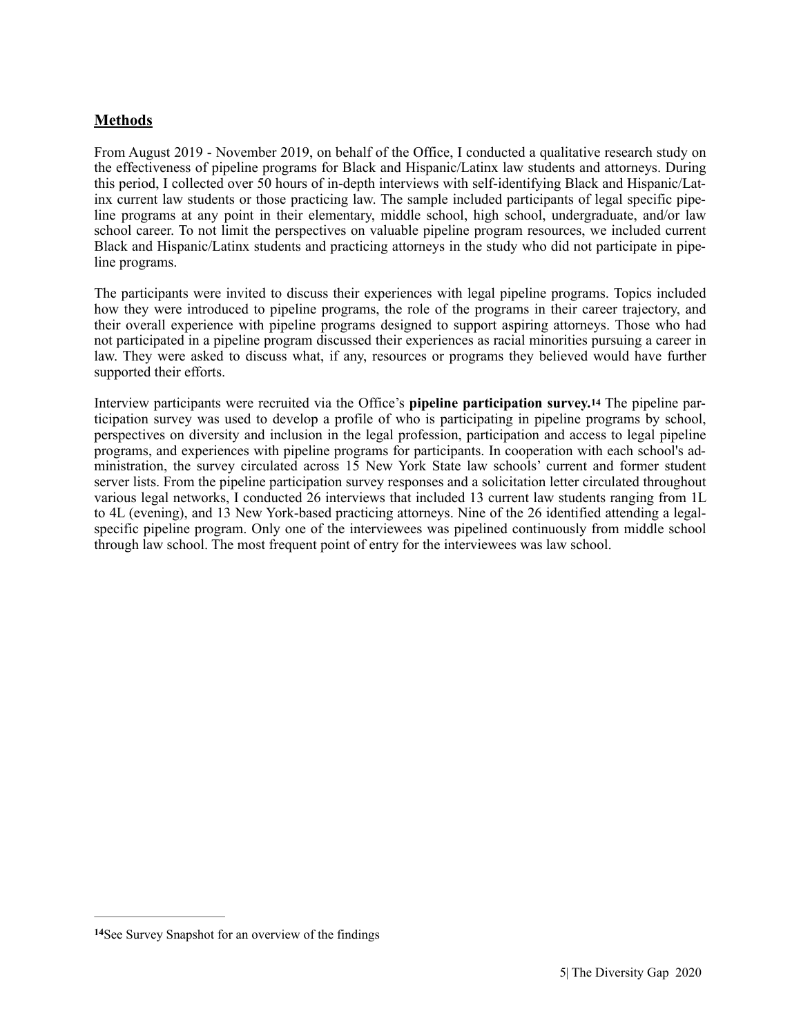## **Methods**

From August 2019 - November 2019, on behalf of the Office, I conducted a qualitative research study on the effectiveness of pipeline programs for Black and Hispanic/Latinx law students and attorneys. During this period, I collected over 50 hours of in-depth interviews with self-identifying Black and Hispanic/Latinx current law students or those practicing law. The sample included participants of legal specific pipeline programs at any point in their elementary, middle school, high school, undergraduate, and/or law school career. To not limit the perspectives on valuable pipeline program resources, we included current Black and Hispanic/Latinx students and practicing attorneys in the study who did not participate in pipeline programs.

The participants were invited to discuss their experiences with legal pipeline programs. Topics included how they were introduced to pipeline programs, the role of the programs in their career trajectory, and their overall experience with pipeline programs designed to support aspiring attorneys. Those who had not participated in a pipeline program discussed their experiences as racial minorities pursuing a career in law. They were asked to discuss what, if any, resources or programs they believed would have further supported their efforts.

Interview participants were recruited via the Office's **pipeline participation survey.**[14] The pipeline participation survey was used to develop a profile of who is participating in pipeline programs by school, perspectives on diversity and inclusion in the legal profession, participation and access to legal pipeline programs, and experiences with pipeline programs for participants. In cooperation with each school's administration, the survey circulated across 15 New York State law schools' current and former student server lists. From the pipeline participation survey responses and a solicitation letter circulated throughout various legal networks, I conducted 26 interviews that included 13 current law students ranging from 1L to 4L (evening), and 13 New York-based practicing attorneys. Nine of the 26 identified attending a legal-specific pipeline program. Only one of the interviewees was pipelined continuously from middle school through law school. The most frequent point of entry for the interviewees was law school.

---

**14**See Survey Snapshot for an overview of the findings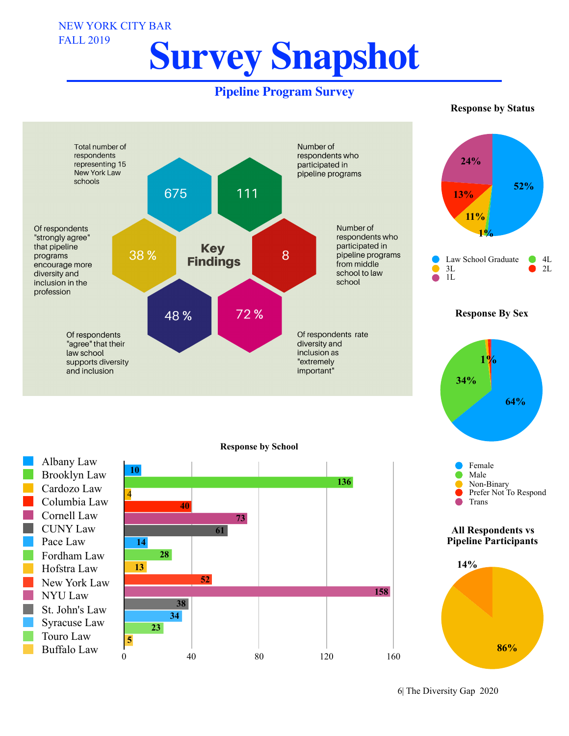NEW YORK CITY BAR
FALL 2019

# Survey Snapshot

## Pipeline Program Survey

### Key Findings

- **675** — Total number of respondents representing 15 New York Law schools
- **111** — Number of respondents who participated in pipeline programs
- **8** — Number of respondents who participated in pipeline programs from middle school to law school
- **72 %** — Of respondents rate diversity and inclusion as "extremely important"
- **48 %** — Of respondents "agree" that their law school supports diversity and inclusion
- **38 %** — Of respondents "strongly agree" that pipeline programs encourage more diversity and inclusion in the profession

### Response by Status

| Status | Percentage |
| --- | --- |
| Law School Graduate | 52% |
| 1L | 24% |
| 2L | 13% |
| 3L | 11% |
| 4L | 1% |

### Response By Sex

| Sex | Percentage |
| --- | --- |
| Female | 64% |
| Male | 34% |
| Non-Binary | 1% |
| Prefer Not To Respond | |
| Trans | |

### Response by School

| School | Respondents |
| --- | --- |
| Albany Law | 10 |
| Brooklyn Law | 136 |
| Cardozo Law | 4 |
| Columbia Law | 40 |
| Cornell Law | 73 |
| CUNY Law | 61 |
| Pace Law | 14 |
| Fordham Law | 28 |
| Hofstra Law | 13 |
| New York Law | 52 |
| NYU Law | 158 |
| St. John's Law | 38 |
| Syracuse Law | 34 |
| Touro Law | 23 |
| Buffalo Law | 5 |

### All Respondents vs Pipeline Participants

| Group | Percentage |
| --- | --- |
| All Respondents | 86% |
| Pipeline Participants | 14% |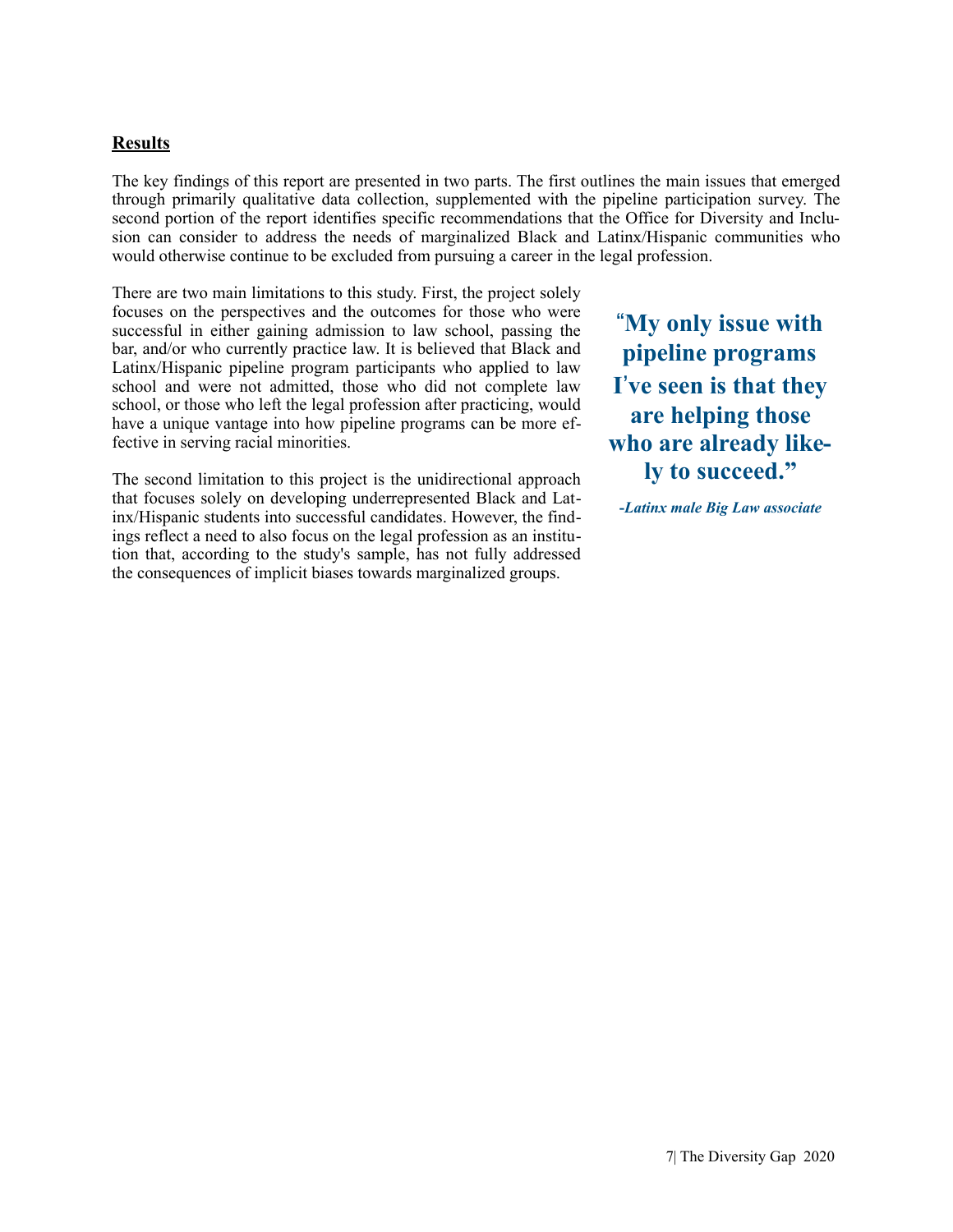## **Results**

The key findings of this report are presented in two parts. The first outlines the main issues that emerged through primarily qualitative data collection, supplemented with the pipeline participation survey. The second portion of the report identifies specific recommendations that the Office for Diversity and Inclusion can consider to address the needs of marginalized Black and Latinx/Hispanic communities who would otherwise continue to be excluded from pursuing a career in the legal profession.

There are two main limitations to this study. First, the project solely focuses on the perspectives and the outcomes for those who were successful in either gaining admission to law school, passing the bar, and/or who currently practice law. It is believed that Black and Latinx/Hispanic pipeline program participants who applied to law school and were not admitted, those who did not complete law school, or those who left the legal profession after practicing, would have a unique vantage into how pipeline programs can be more effective in serving racial minorities.

The second limitation to this project is the unidirectional approach that focuses solely on developing underrepresented Black and Latinx/Hispanic students into successful candidates. However, the findings reflect a need to also focus on the legal profession as an institution that, according to the study's sample, has not fully addressed the consequences of implicit biases towards marginalized groups.

> **"My only issue with pipeline programs I've seen is that they are helping those who are already likely to succeed."**
>
> ***-Latinx male Big Law associate***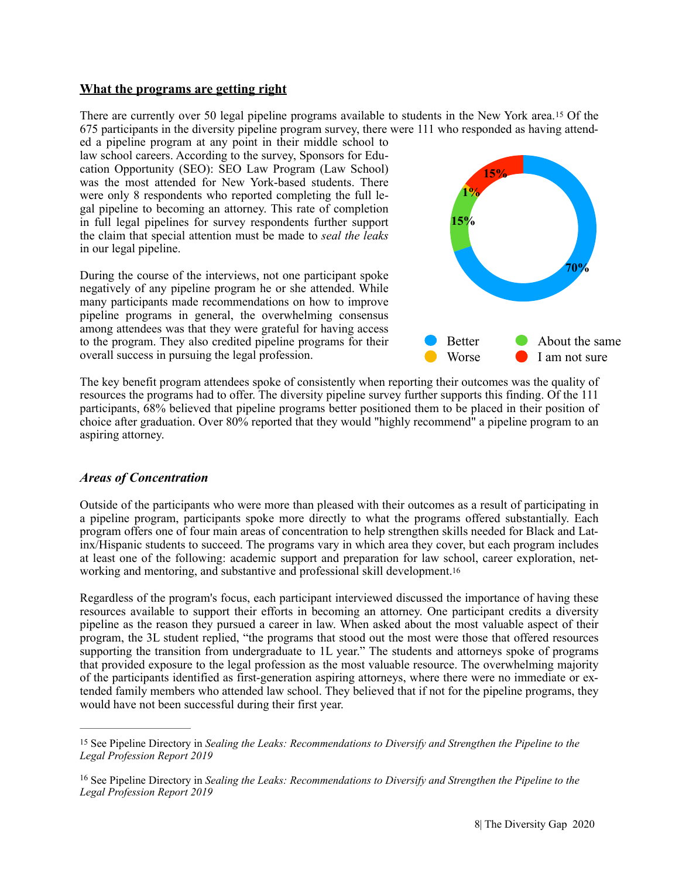**What the programs are getting right**

There are currently over 50 legal pipeline programs available to students in the New York area.[15] Of the 675 participants in the diversity pipeline program survey, there were 111 who responded as having attended a pipeline program at any point in their middle school to law school careers. According to the survey, Sponsors for Education Opportunity (SEO): SEO Law Program (Law School) was the most attended for New York-based students. There were only 8 respondents who reported completing the full legal pipeline to becoming an attorney. This rate of completion in full legal pipelines for survey respondents further support the claim that special attention must be made to *seal the leaks* in our legal pipeline.

During the course of the interviews, not one participant spoke negatively of any pipeline program he or she attended. While many participants made recommendations on how to improve pipeline programs in general, the overwhelming consensus among attendees was that they were grateful for having access to the program. They also credited pipeline programs for their overall success in pursuing the legal profession.

70%
15%
1%
15%

Better
About the same
Worse
I am not sure

The key benefit program attendees spoke of consistently when reporting their outcomes was the quality of resources the programs had to offer. The diversity pipeline survey further supports this finding. Of the 111 participants, 68% believed that pipeline programs better positioned them to be placed in their position of choice after graduation. Over 80% reported that they would "highly recommend" a pipeline program to an aspiring attorney.

### *Areas of Concentration*

Outside of the participants who were more than pleased with their outcomes as a result of participating in a pipeline program, participants spoke more directly to what the programs offered substantially. Each program offers one of four main areas of concentration to help strengthen skills needed for Black and Latinx/Hispanic students to succeed. The programs vary in which area they cover, but each program includes at least one of the following: academic support and preparation for law school, career exploration, networking and mentoring, and substantive and professional skill development.[16]

Regardless of the program's focus, each participant interviewed discussed the importance of having these resources available to support their efforts in becoming an attorney. One participant credits a diversity pipeline as the reason they pursued a career in law. When asked about the most valuable aspect of their program, the 3L student replied, "the programs that stood out the most were those that offered resources supporting the transition from undergraduate to 1L year." The students and attorneys spoke of programs that provided exposure to the legal profession as the most valuable resource. The overwhelming majority of the participants identified as first-generation aspiring attorneys, where there were no immediate or extended family members who attended law school. They believed that if not for the pipeline programs, they would have not been successful during their first year.

---

[15] See Pipeline Directory in *Sealing the Leaks: Recommendations to Diversify and Strengthen the Pipeline to the Legal Profession Report 2019*

[16] See Pipeline Directory in *Sealing the Leaks: Recommendations to Diversify and Strengthen the Pipeline to the Legal Profession Report 2019*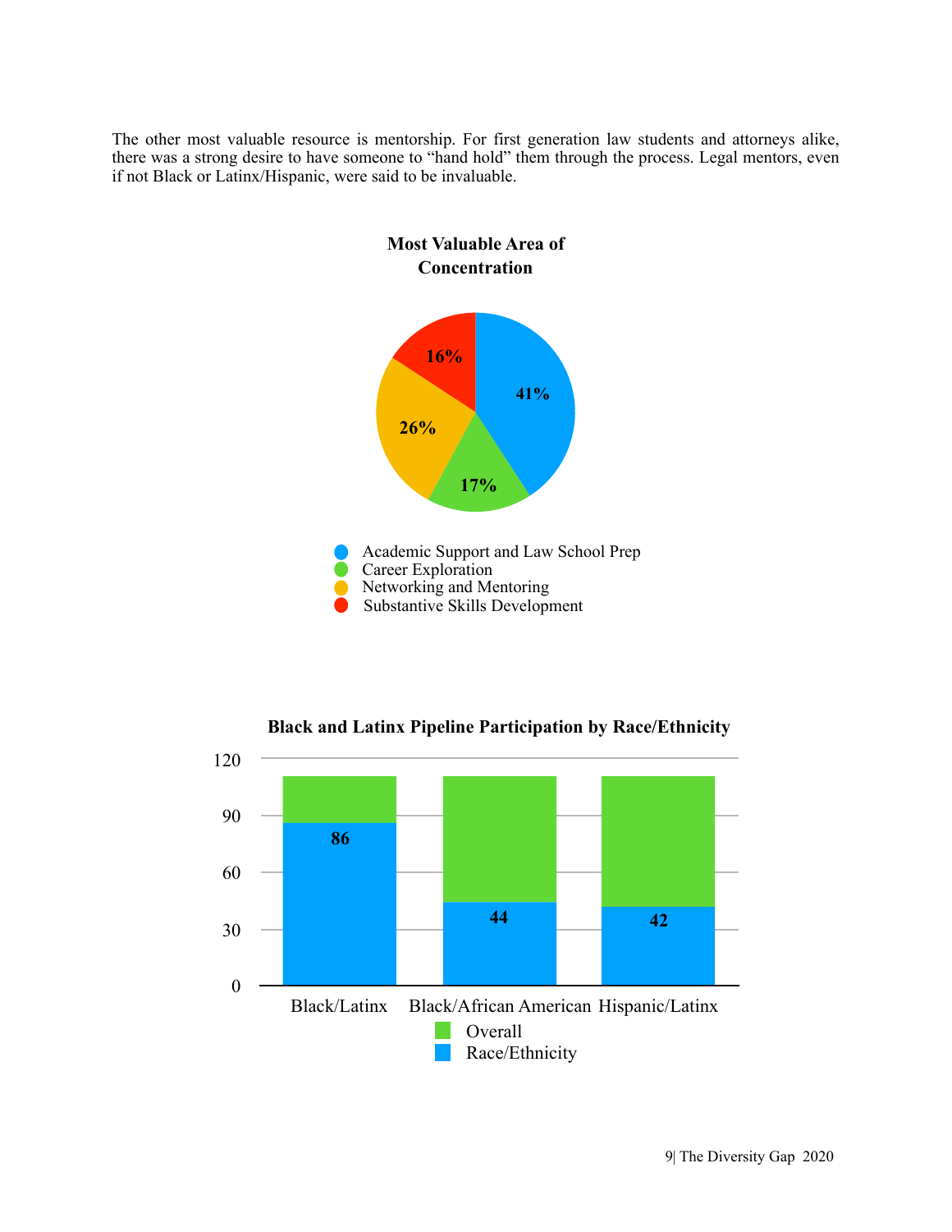The other most valuable resource is mentorship. For first generation law students and attorneys alike, there was a strong desire to have someone to "hand hold" them through the process. Legal mentors, even if not Black or Latinx/Hispanic, were said to be invaluable.

**Most Valuable Area of Concentration**

| Area | Percentage |
| --- | --- |
| Academic Support and Law School Prep | 41% |
| Career Exploration | 17% |
| Networking and Mentoring | 26% |
| Substantive Skills Development | 16% |

**Black and Latinx Pipeline Participation by Race/Ethnicity**

| | Race/Ethnicity |
| --- | --- |
| Black/Latinx | 86 |
| Black/African American | 44 |
| Hispanic/Latinx | 42 |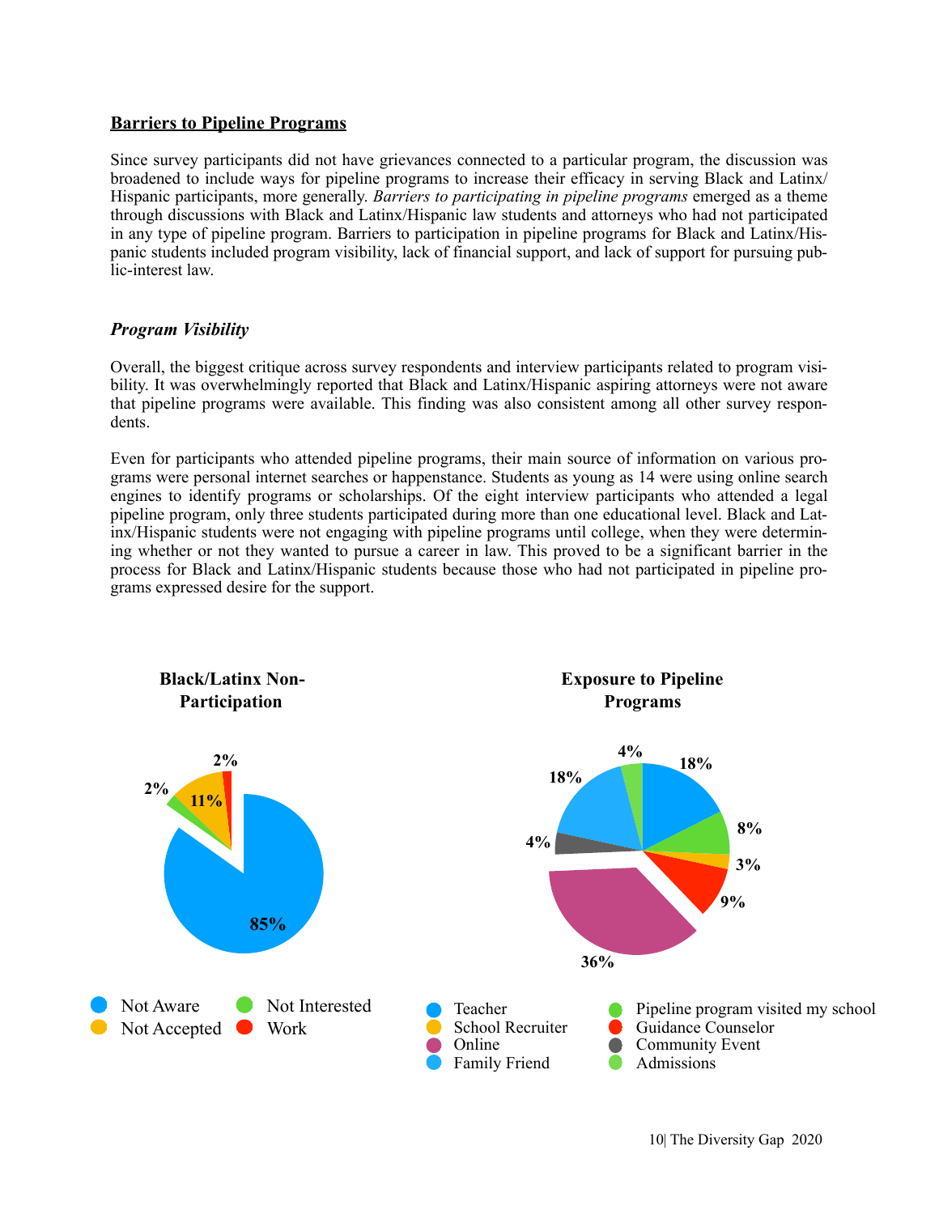## Barriers to Pipeline Programs

Since survey participants did not have grievances connected to a particular program, the discussion was broadened to include ways for pipeline programs to increase their efficacy in serving Black and Latinx/Hispanic participants, more generally. *Barriers to participating in pipeline programs* emerged as a theme through discussions with Black and Latinx/Hispanic law students and attorneys who had not participated in any type of pipeline program. Barriers to participation in pipeline programs for Black and Latinx/Hispanic students included program visibility, lack of financial support, and lack of support for pursuing public-interest law.

### *Program Visibility*

Overall, the biggest critique across survey respondents and interview participants related to program visibility. It was overwhelmingly reported that Black and Latinx/Hispanic aspiring attorneys were not aware that pipeline programs were available. This finding was also consistent among all other survey respondents.

Even for participants who attended pipeline programs, their main source of information on various programs were personal internet searches or happenstance. Students as young as 14 were using online search engines to identify programs or scholarships. Of the eight interview participants who attended a legal pipeline program, only three students participated during more than one educational level. Black and Latinx/Hispanic students were not engaging with pipeline programs until college, when they were determining whether or not they wanted to pursue a career in law. This proved to be a significant barrier in the process for Black and Latinx/Hispanic students because those who had not participated in pipeline programs expressed desire for the support.

**Black/Latinx Non-Participation**

| Reason | Percentage |
|---|---|
| Not Aware | 85% |
| Not Accepted | 11% |
| Not Interested | 2% |
| Work | 2% |

**Exposure to Pipeline Programs**

| Source | Percentage |
|---|---|
| Teacher | 18% |
| Pipeline program visited my school | 8% |
| School Recruiter | 3% |
| Guidance Counselor | 9% |
| Online | 36% |
| Community Event | 4% |
| Family Friend | 18% |
| Admissions | 4% |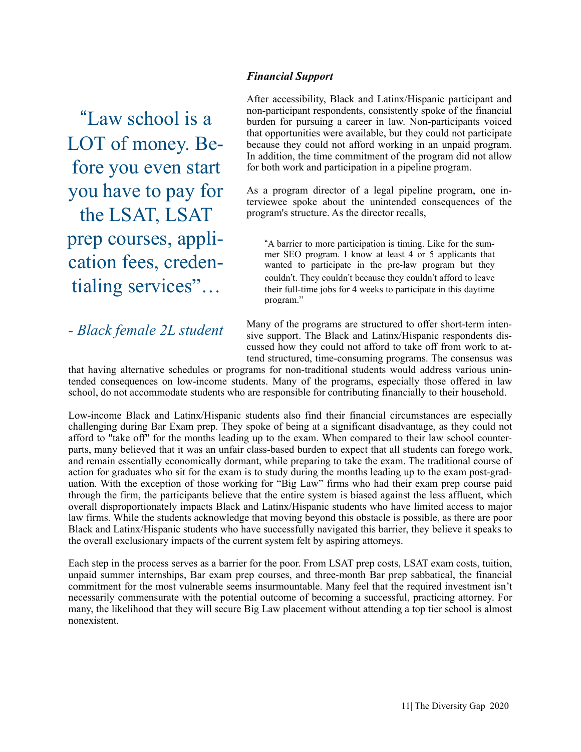> "Law school is a LOT of money. Before you even start you have to pay for the LSAT, LSAT prep courses, application fees, credentialing services"…
>
> *- Black female 2L student*

### *Financial Support*

After accessibility, Black and Latinx/Hispanic participant and non-participant respondents, consistently spoke of the financial burden for pursuing a career in law. Non-participants voiced that opportunities were available, but they could not participate because they could not afford working in an unpaid program. In addition, the time commitment of the program did not allow for both work and participation in a pipeline program.

As a program director of a legal pipeline program, one interviewee spoke about the unintended consequences of the program's structure. As the director recalls,

> "A barrier to more participation is timing. Like for the summer SEO program. I know at least 4 or 5 applicants that wanted to participate in the pre-law program but they couldn't. They couldn't because they couldn't afford to leave their full-time jobs for 4 weeks to participate in this daytime program."

Many of the programs are structured to offer short-term intensive support. The Black and Latinx/Hispanic respondents discussed how they could not afford to take off from work to attend structured, time-consuming programs. The consensus was that having alternative schedules or programs for non-traditional students would address various unintended consequences on low-income students. Many of the programs, especially those offered in law school, do not accommodate students who are responsible for contributing financially to their household.

Low-income Black and Latinx/Hispanic students also find their financial circumstances are especially challenging during Bar Exam prep. They spoke of being at a significant disadvantage, as they could not afford to "take off" for the months leading up to the exam. When compared to their law school counterparts, many believed that it was an unfair class-based burden to expect that all students can forego work, and remain essentially economically dormant, while preparing to take the exam. The traditional course of action for graduates who sit for the exam is to study during the months leading up to the exam post-graduation. With the exception of those working for "Big Law" firms who had their exam prep course paid through the firm, the participants believe that the entire system is biased against the less affluent, which overall disproportionately impacts Black and Latinx/Hispanic students who have limited access to major law firms. While the students acknowledge that moving beyond this obstacle is possible, as there are poor Black and Latinx/Hispanic students who have successfully navigated this barrier, they believe it speaks to the overall exclusionary impacts of the current system felt by aspiring attorneys.

Each step in the process serves as a barrier for the poor. From LSAT prep costs, LSAT exam costs, tuition, unpaid summer internships, Bar exam prep courses, and three-month Bar prep sabbatical, the financial commitment for the most vulnerable seems insurmountable. Many feel that the required investment isn't necessarily commensurate with the potential outcome of becoming a successful, practicing attorney. For many, the likelihood that they will secure Big Law placement without attending a top tier school is almost nonexistent.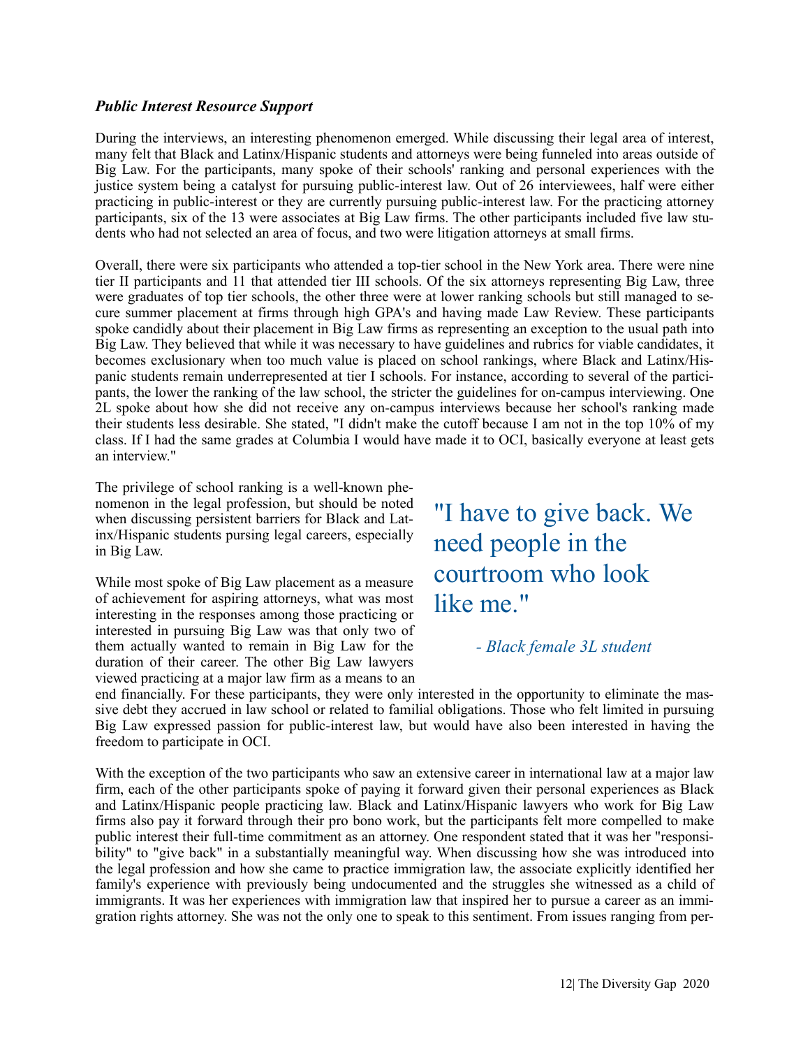### *Public Interest Resource Support*

During the interviews, an interesting phenomenon emerged. While discussing their legal area of interest, many felt that Black and Latinx/Hispanic students and attorneys were being funneled into areas outside of Big Law. For the participants, many spoke of their schools' ranking and personal experiences with the justice system being a catalyst for pursuing public-interest law. Out of 26 interviewees, half were either practicing in public-interest or they are currently pursuing public-interest law. For the practicing attorney participants, six of the 13 were associates at Big Law firms. The other participants included five law students who had not selected an area of focus, and two were litigation attorneys at small firms.

Overall, there were six participants who attended a top-tier school in the New York area. There were nine tier II participants and 11 that attended tier III schools. Of the six attorneys representing Big Law, three were graduates of top tier schools, the other three were at lower ranking schools but still managed to secure summer placement at firms through high GPA's and having made Law Review. These participants spoke candidly about their placement in Big Law firms as representing an exception to the usual path into Big Law. They believed that while it was necessary to have guidelines and rubrics for viable candidates, it becomes exclusionary when too much value is placed on school rankings, where Black and Latinx/Hispanic students remain underrepresented at tier I schools. For instance, according to several of the participants, the lower the ranking of the law school, the stricter the guidelines for on-campus interviewing. One 2L spoke about how she did not receive any on-campus interviews because her school's ranking made their students less desirable. She stated, "I didn't make the cutoff because I am not in the top 10% of my class. If I had the same grades at Columbia I would have made it to OCI, basically everyone at least gets an interview."

The privilege of school ranking is a well-known phenomenon in the legal profession, but should be noted when discussing persistent barriers for Black and Latinx/Hispanic students pursing legal careers, especially in Big Law.

> "I have to give back. We need people in the courtroom who look like me."
>
> *- Black female 3L student*

While most spoke of Big Law placement as a measure of achievement for aspiring attorneys, what was most interesting in the responses among those practicing or interested in pursuing Big Law was that only two of them actually wanted to remain in Big Law for the duration of their career. The other Big Law lawyers viewed practicing at a major law firm as a means to an end financially. For these participants, they were only interested in the opportunity to eliminate the massive debt they accrued in law school or related to familial obligations. Those who felt limited in pursuing Big Law expressed passion for public-interest law, but would have also been interested in having the freedom to participate in OCI.

With the exception of the two participants who saw an extensive career in international law at a major law firm, each of the other participants spoke of paying it forward given their personal experiences as Black and Latinx/Hispanic people practicing law. Black and Latinx/Hispanic lawyers who work for Big Law firms also pay it forward through their pro bono work, but the participants felt more compelled to make public interest their full-time commitment as an attorney. One respondent stated that it was her "responsibility" to "give back" in a substantially meaningful way. When discussing how she was introduced into the legal profession and how she came to practice immigration law, the associate explicitly identified her family's experience with previously being undocumented and the struggles she witnessed as a child of immigrants. It was her experiences with immigration law that inspired her to pursue a career as an immigration rights attorney. She was not the only one to speak to this sentiment. From issues ranging from per-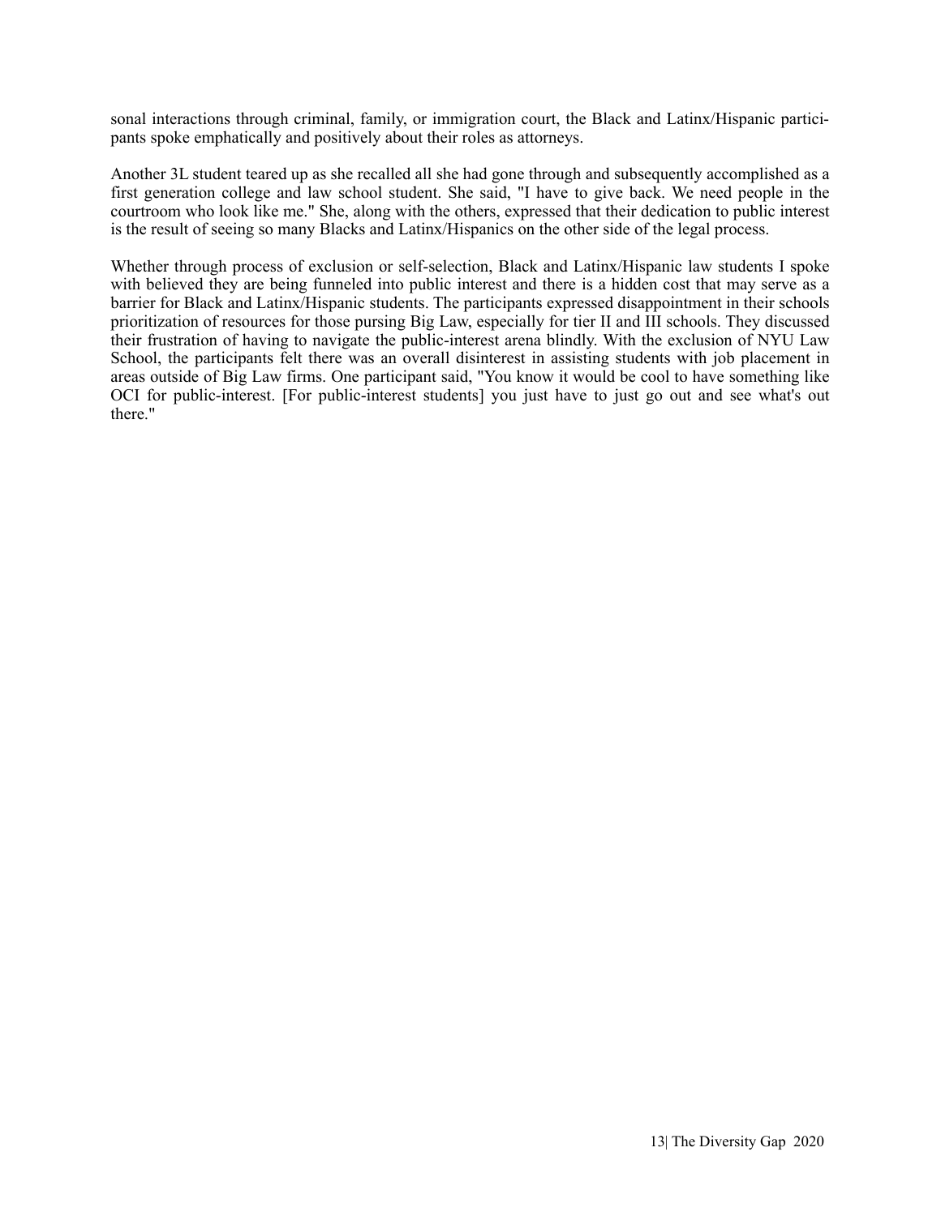sonal interactions through criminal, family, or immigration court, the Black and Latinx/Hispanic participants spoke emphatically and positively about their roles as attorneys.

Another 3L student teared up as she recalled all she had gone through and subsequently accomplished as a first generation college and law school student. She said, "I have to give back. We need people in the courtroom who look like me." She, along with the others, expressed that their dedication to public interest is the result of seeing so many Blacks and Latinx/Hispanics on the other side of the legal process.

Whether through process of exclusion or self-selection, Black and Latinx/Hispanic law students I spoke with believed they are being funneled into public interest and there is a hidden cost that may serve as a barrier for Black and Latinx/Hispanic students. The participants expressed disappointment in their schools prioritization of resources for those pursing Big Law, especially for tier II and III schools. They discussed their frustration of having to navigate the public-interest arena blindly. With the exclusion of NYU Law School, the participants felt there was an overall disinterest in assisting students with job placement in areas outside of Big Law firms. One participant said, "You know it would be cool to have something like OCI for public-interest. [For public-interest students] you just have to just go out and see what's out there."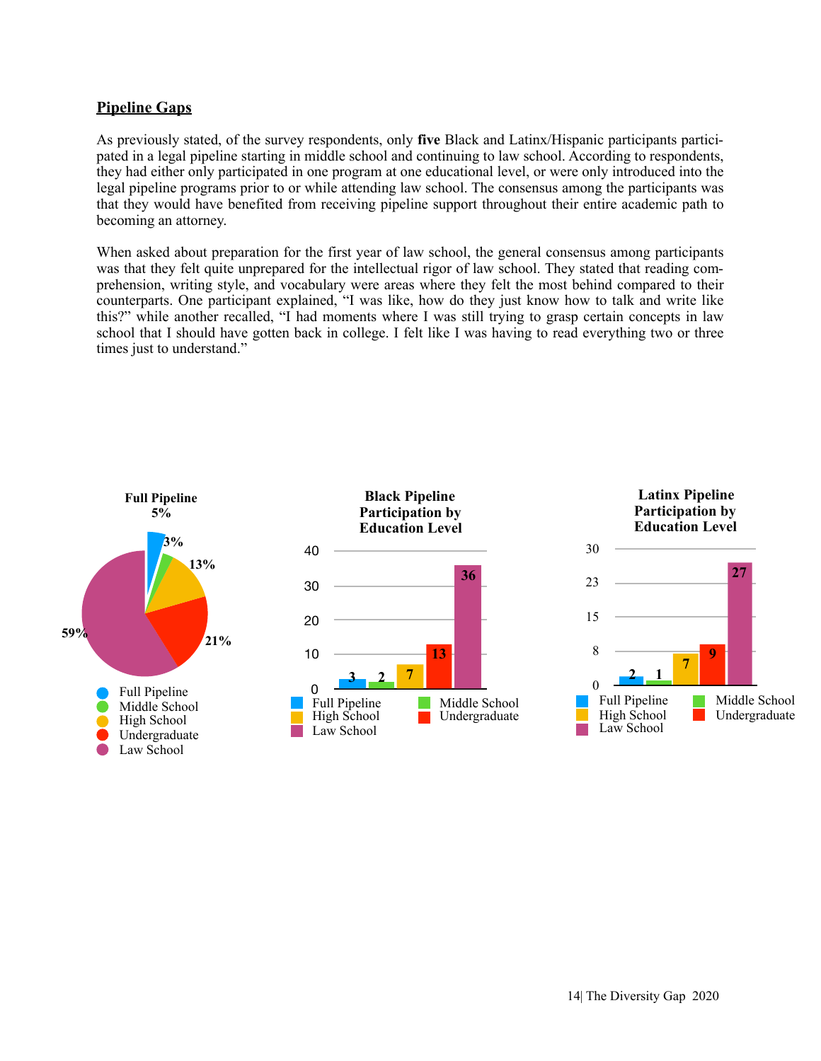## Pipeline Gaps

As previously stated, of the survey respondents, only **five** Black and Latinx/Hispanic participants participated in a legal pipeline starting in middle school and continuing to law school. According to respondents, they had either only participated in one program at one educational level, or were only introduced into the legal pipeline programs prior to or while attending law school. The consensus among the participants was that they would have benefited from receiving pipeline support throughout their entire academic path to becoming an attorney.

When asked about preparation for the first year of law school, the general consensus among participants was that they felt quite unprepared for the intellectual rigor of law school. They stated that reading comprehension, writing style, and vocabulary were areas where they felt the most behind compared to their counterparts. One participant explained, "I was like, how do they just know how to talk and write like this?" while another recalled, "I had moments where I was still trying to grasp certain concepts in law school that I should have gotten back in college. I felt like I was having to read everything two or three times just to understand."

**Full Pipeline**

| Category | Percentage |
|---|---|
| Full Pipeline | 5% |
| Middle School | 3% |
| High School | 13% |
| Undergraduate | 21% |
| Law School | 59% |

**Black Pipeline Participation by Education Level**

| Education Level | Count |
|---|---|
| Full Pipeline | 3 |
| Middle School | 2 |
| High School | 7 |
| Undergraduate | 13 |
| Law School | 36 |

**Latinx Pipeline Participation by Education Level**

| Education Level | Count |
|---|---|
| Full Pipeline | 2 |
| Middle School | 1 |
| High School | 7 |
| Undergraduate | 9 |
| Law School | 27 |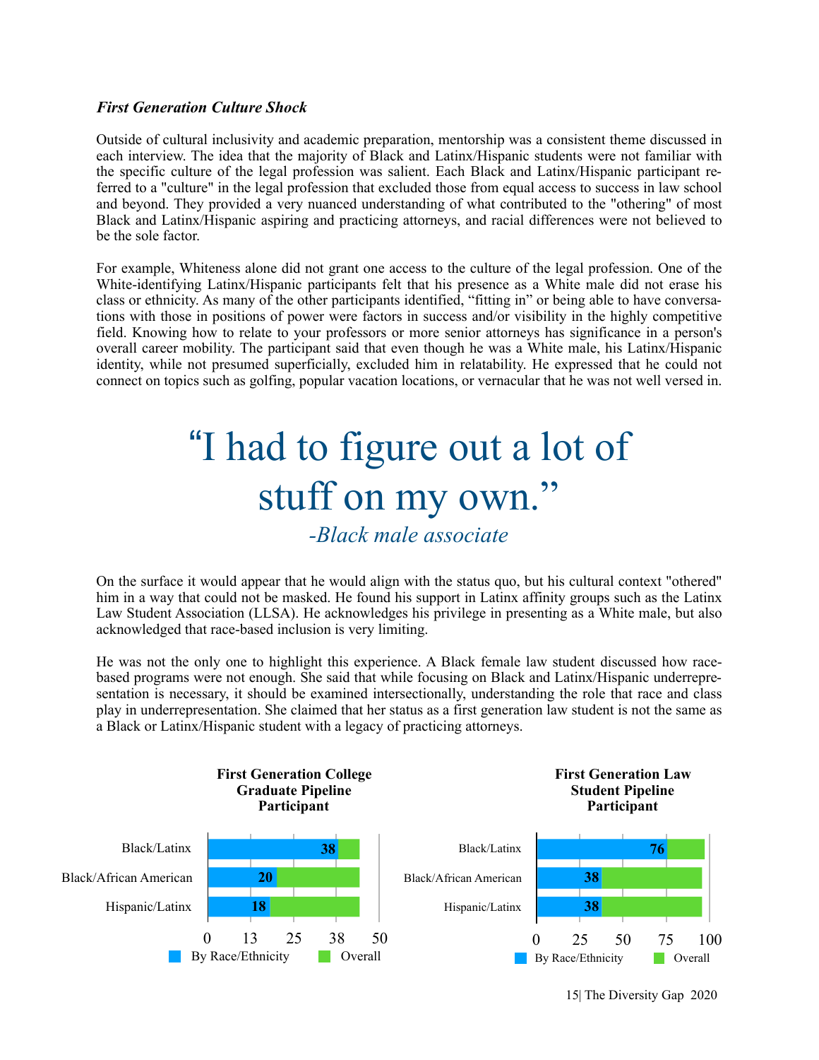### *First Generation Culture Shock*

Outside of cultural inclusivity and academic preparation, mentorship was a consistent theme discussed in each interview. The idea that the majority of Black and Latinx/Hispanic students were not familiar with the specific culture of the legal profession was salient. Each Black and Latinx/Hispanic participant referred to a "culture" in the legal profession that excluded those from equal access to success in law school and beyond. They provided a very nuanced understanding of what contributed to the "othering" of most Black and Latinx/Hispanic aspiring and practicing attorneys, and racial differences were not believed to be the sole factor.

For example, Whiteness alone did not grant one access to the culture of the legal profession. One of the White-identifying Latinx/Hispanic participants felt that his presence as a White male did not erase his class or ethnicity. As many of the other participants identified, "fitting in" or being able to have conversations with those in positions of power were factors in success and/or visibility in the highly competitive field. Knowing how to relate to your professors or more senior attorneys has significance in a person's overall career mobility. The participant said that even though he was a White male, his Latinx/Hispanic identity, while not presumed superficially, excluded him in relatability. He expressed that he could not connect on topics such as golfing, popular vacation locations, or vernacular that he was not well versed in.

> "I had to figure out a lot of stuff on my own."
>
> *-Black male associate*

On the surface it would appear that he would align with the status quo, but his cultural context "othered" him in a way that could not be masked. He found his support in Latinx affinity groups such as the Latinx Law Student Association (LLSA). He acknowledges his privilege in presenting as a White male, but also acknowledged that race-based inclusion is very limiting.

He was not the only one to highlight this experience. A Black female law student discussed how race-based programs were not enough. She said that while focusing on Black and Latinx/Hispanic underrepresentation is necessary, it should be examined intersectionally, understanding the role that race and class play in underrepresentation. She claimed that her status as a first generation law student is not the same as a Black or Latinx/Hispanic student with a legacy of practicing attorneys.

**First Generation College Graduate Pipeline Participant**

| | By Race/Ethnicity |
|---|---|
| Black/Latinx | 38 |
| Black/African American | 20 |
| Hispanic/Latinx | 18 |

**First Generation Law Student Pipeline Participant**

| | By Race/Ethnicity |
|---|---|
| Black/Latinx | 76 |
| Black/African American | 38 |
| Hispanic/Latinx | 38 |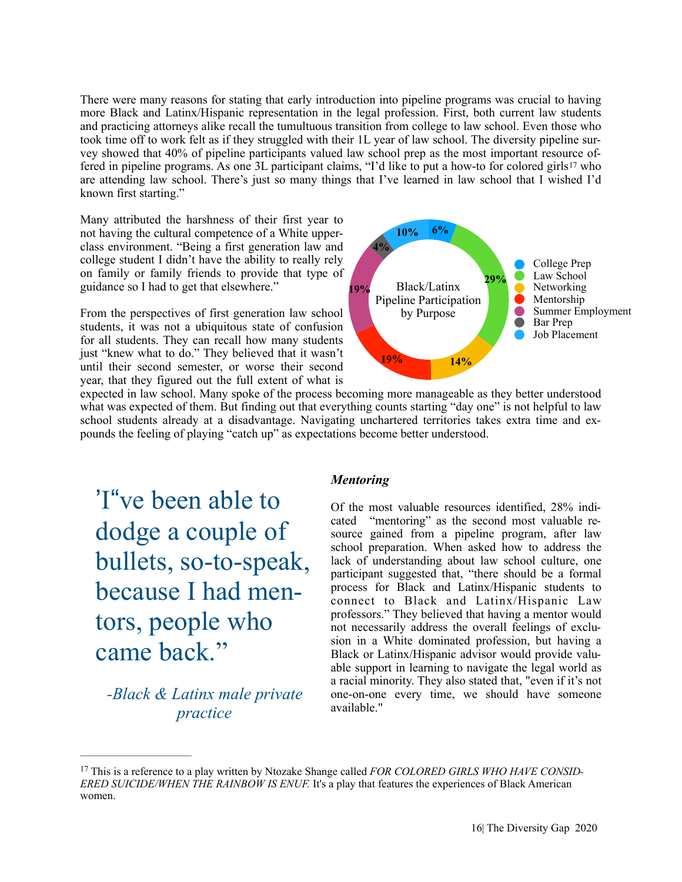There were many reasons for stating that early introduction into pipeline programs was crucial to having more Black and Latinx/Hispanic representation in the legal profession. First, both current law students and practicing attorneys alike recall the tumultuous transition from college to law school. Even those who took time off to work felt as if they struggled with their 1L year of law school. The diversity pipeline survey showed that 40% of pipeline participants valued law school prep as the most important resource offered in pipeline programs. As one 3L participant claims, "I'd like to put a how-to for colored girls[17] who are attending law school. There's just so many things that I've learned in law school that I wished I'd known first starting."

Many attributed the harshness of their first year to not having the cultural competence of a White upperclass environment. "Being a first generation law and college student I didn't have the ability to really rely on family or family friends to provide that type of guidance so I had to get that elsewhere."

Black/Latinx Pipeline Participation by Purpose

| Purpose | Percentage |
|---|---|
| College Prep | 6% |
| Law School | 29% |
| Networking | 14% |
| Mentorship | 19% |
| Summer Employment | 19% |
| Bar Prep | 4% |
| Job Placement | 10% |

From the perspectives of first generation law school students, it was not a ubiquitous state of confusion for all students. They can recall how many students just "knew what to do." They believed that it wasn't until their second semester, or worse their second year, that they figured out the full extent of what is expected in law school. Many spoke of the process becoming more manageable as they better understood what was expected of them. But finding out that everything counts starting "day one" is not helpful to law school students already at a disadvantage. Navigating unchartered territories takes extra time and expounds the feeling of playing "catch up" as expectations become better understood.

> 'I"ve been able to dodge a couple of bullets, so-to-speak, because I had mentors, people who came back."
>
> *-Black & Latinx male private practice*

### *Mentoring*

Of the most valuable resources identified, 28% indicated "mentoring" as the second most valuable resource gained from a pipeline program, after law school preparation. When asked how to address the lack of understanding about law school culture, one participant suggested that, "there should be a formal process for Black and Latinx/Hispanic students to connect to Black and Latinx/Hispanic Law professors." They believed that having a mentor would not necessarily address the overall feelings of exclusion in a White dominated profession, but having a Black or Latinx/Hispanic advisor would provide valuable support in learning to navigate the legal world as a racial minority. They also stated that, "even if it's not one-on-one every time, we should have someone available."

---

[17] This is a reference to a play written by Ntozake Shange called *FOR COLORED GIRLS WHO HAVE CONSIDERED SUICIDE/WHEN THE RAINBOW IS ENUF.* It's a play that features the experiences of Black American women.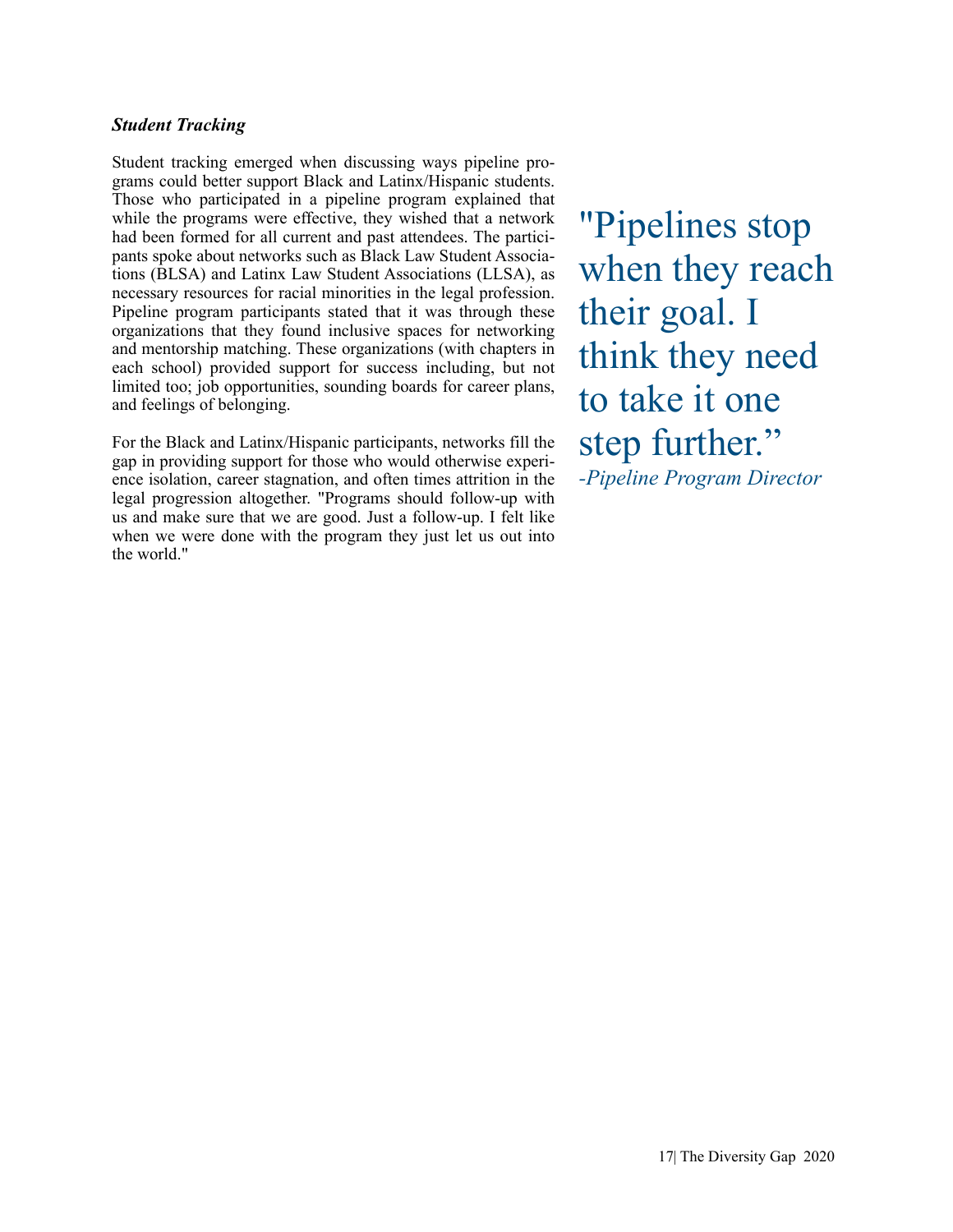### *Student Tracking*

Student tracking emerged when discussing ways pipeline programs could better support Black and Latinx/Hispanic students. Those who participated in a pipeline program explained that while the programs were effective, they wished that a network had been formed for all current and past attendees. The participants spoke about networks such as Black Law Student Associations (BLSA) and Latinx Law Student Associations (LLSA), as necessary resources for racial minorities in the legal profession. Pipeline program participants stated that it was through these organizations that they found inclusive spaces for networking and mentorship matching. These organizations (with chapters in each school) provided support for success including, but not limited too; job opportunities, sounding boards for career plans, and feelings of belonging.

For the Black and Latinx/Hispanic participants, networks fill the gap in providing support for those who would otherwise experience isolation, career stagnation, and often times attrition in the legal progression altogether. "Programs should follow-up with us and make sure that we are good. Just a follow-up. I felt like when we were done with the program they just let us out into the world."

> "Pipelines stop when they reach their goal. I think they need to take it one step further."
> *-Pipeline Program Director*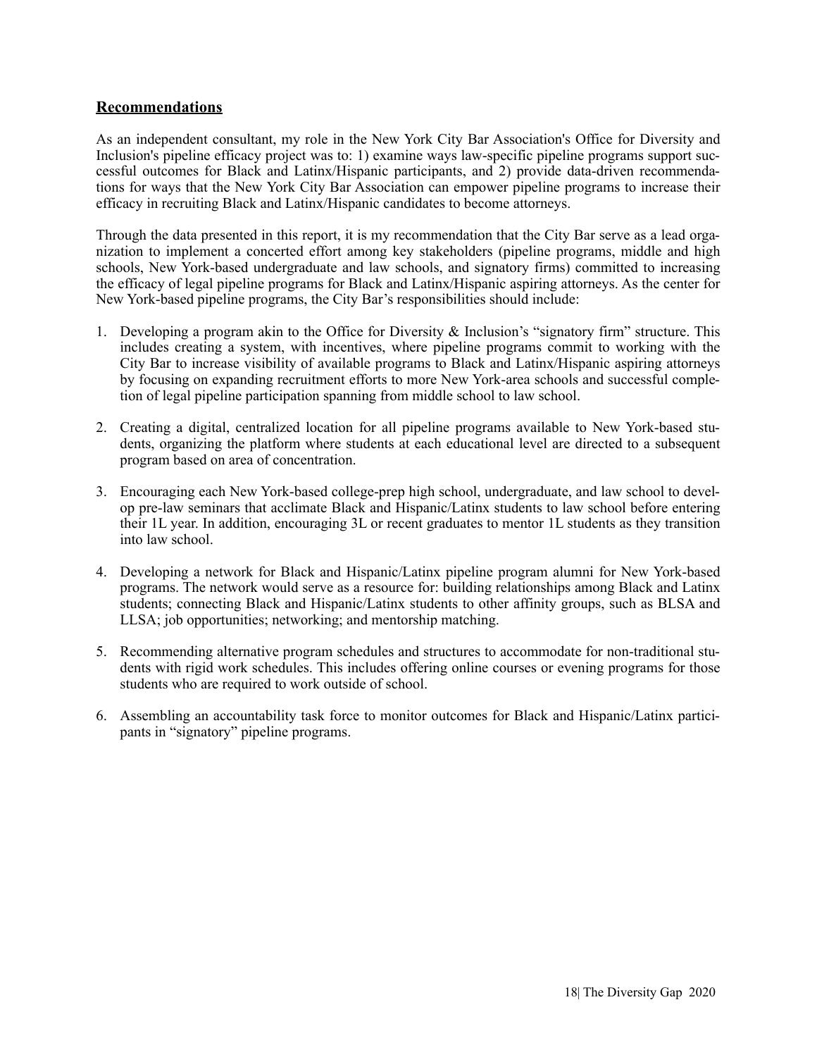## Recommendations

As an independent consultant, my role in the New York City Bar Association's Office for Diversity and Inclusion's pipeline efficacy project was to: 1) examine ways law-specific pipeline programs support successful outcomes for Black and Latinx/Hispanic participants, and 2) provide data-driven recommendations for ways that the New York City Bar Association can empower pipeline programs to increase their efficacy in recruiting Black and Latinx/Hispanic candidates to become attorneys.

Through the data presented in this report, it is my recommendation that the City Bar serve as a lead organization to implement a concerted effort among key stakeholders (pipeline programs, middle and high schools, New York-based undergraduate and law schools, and signatory firms) committed to increasing the efficacy of legal pipeline programs for Black and Latinx/Hispanic aspiring attorneys. As the center for New York-based pipeline programs, the City Bar's responsibilities should include:

1. Developing a program akin to the Office for Diversity & Inclusion's "signatory firm" structure. This includes creating a system, with incentives, where pipeline programs commit to working with the City Bar to increase visibility of available programs to Black and Latinx/Hispanic aspiring attorneys by focusing on expanding recruitment efforts to more New York-area schools and successful completion of legal pipeline participation spanning from middle school to law school.
2. Creating a digital, centralized location for all pipeline programs available to New York-based students, organizing the platform where students at each educational level are directed to a subsequent program based on area of concentration.
3. Encouraging each New York-based college-prep high school, undergraduate, and law school to develop pre-law seminars that acclimate Black and Hispanic/Latinx students to law school before entering their 1L year. In addition, encouraging 3L or recent graduates to mentor 1L students as they transition into law school.
4. Developing a network for Black and Hispanic/Latinx pipeline program alumni for New York-based programs. The network would serve as a resource for: building relationships among Black and Latinx students; connecting Black and Hispanic/Latinx students to other affinity groups, such as BLSA and LLSA; job opportunities; networking; and mentorship matching.
5. Recommending alternative program schedules and structures to accommodate for non-traditional students with rigid work schedules. This includes offering online courses or evening programs for those students who are required to work outside of school.
6. Assembling an accountability task force to monitor outcomes for Black and Hispanic/Latinx participants in "signatory" pipeline programs.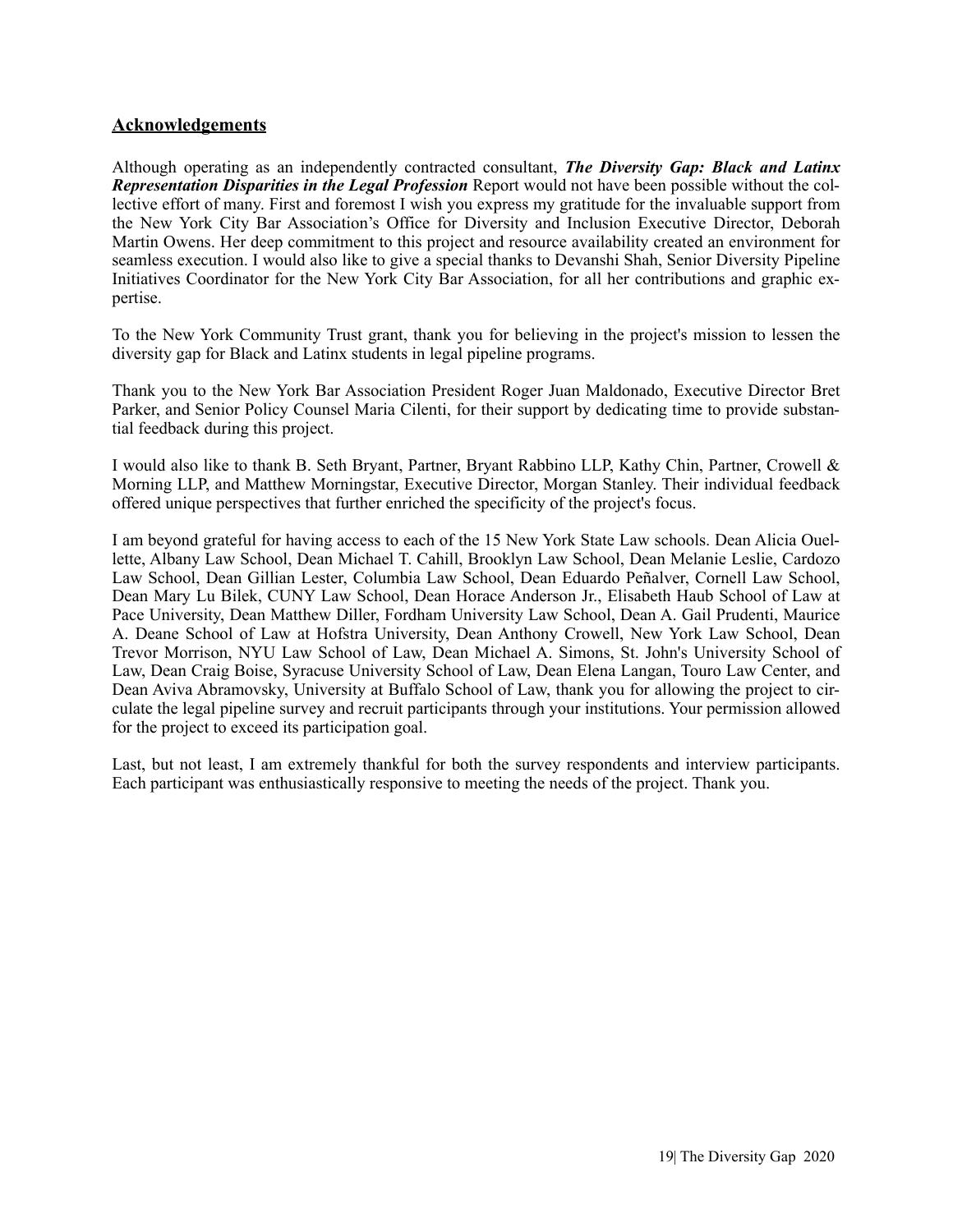## Acknowledgements

Although operating as an independently contracted consultant, ***The Diversity Gap: Black and Latinx Representation Disparities in the Legal Profession*** Report would not have been possible without the collective effort of many. First and foremost I wish you express my gratitude for the invaluable support from the New York City Bar Association's Office for Diversity and Inclusion Executive Director, Deborah Martin Owens. Her deep commitment to this project and resource availability created an environment for seamless execution. I would also like to give a special thanks to Devanshi Shah, Senior Diversity Pipeline Initiatives Coordinator for the New York City Bar Association, for all her contributions and graphic expertise.

To the New York Community Trust grant, thank you for believing in the project's mission to lessen the diversity gap for Black and Latinx students in legal pipeline programs.

Thank you to the New York Bar Association President Roger Juan Maldonado, Executive Director Bret Parker, and Senior Policy Counsel Maria Cilenti, for their support by dedicating time to provide substantial feedback during this project.

I would also like to thank B. Seth Bryant, Partner, Bryant Rabbino LLP, Kathy Chin, Partner, Crowell & Morning LLP, and Matthew Morningstar, Executive Director, Morgan Stanley. Their individual feedback offered unique perspectives that further enriched the specificity of the project's focus.

I am beyond grateful for having access to each of the 15 New York State Law schools. Dean Alicia Ouellette, Albany Law School, Dean Michael T. Cahill, Brooklyn Law School, Dean Melanie Leslie, Cardozo Law School, Dean Gillian Lester, Columbia Law School, Dean Eduardo Peñalver, Cornell Law School, Dean Mary Lu Bilek, CUNY Law School, Dean Horace Anderson Jr., Elisabeth Haub School of Law at Pace University, Dean Matthew Diller, Fordham University Law School, Dean A. Gail Prudenti, Maurice A. Deane School of Law at Hofstra University, Dean Anthony Crowell, New York Law School, Dean Trevor Morrison, NYU Law School of Law, Dean Michael A. Simons, St. John's University School of Law, Dean Craig Boise, Syracuse University School of Law, Dean Elena Langan, Touro Law Center, and Dean Aviva Abramovsky, University at Buffalo School of Law, thank you for allowing the project to circulate the legal pipeline survey and recruit participants through your institutions. Your permission allowed for the project to exceed its participation goal.

Last, but not least, I am extremely thankful for both the survey respondents and interview participants. Each participant was enthusiastically responsive to meeting the needs of the project. Thank you.